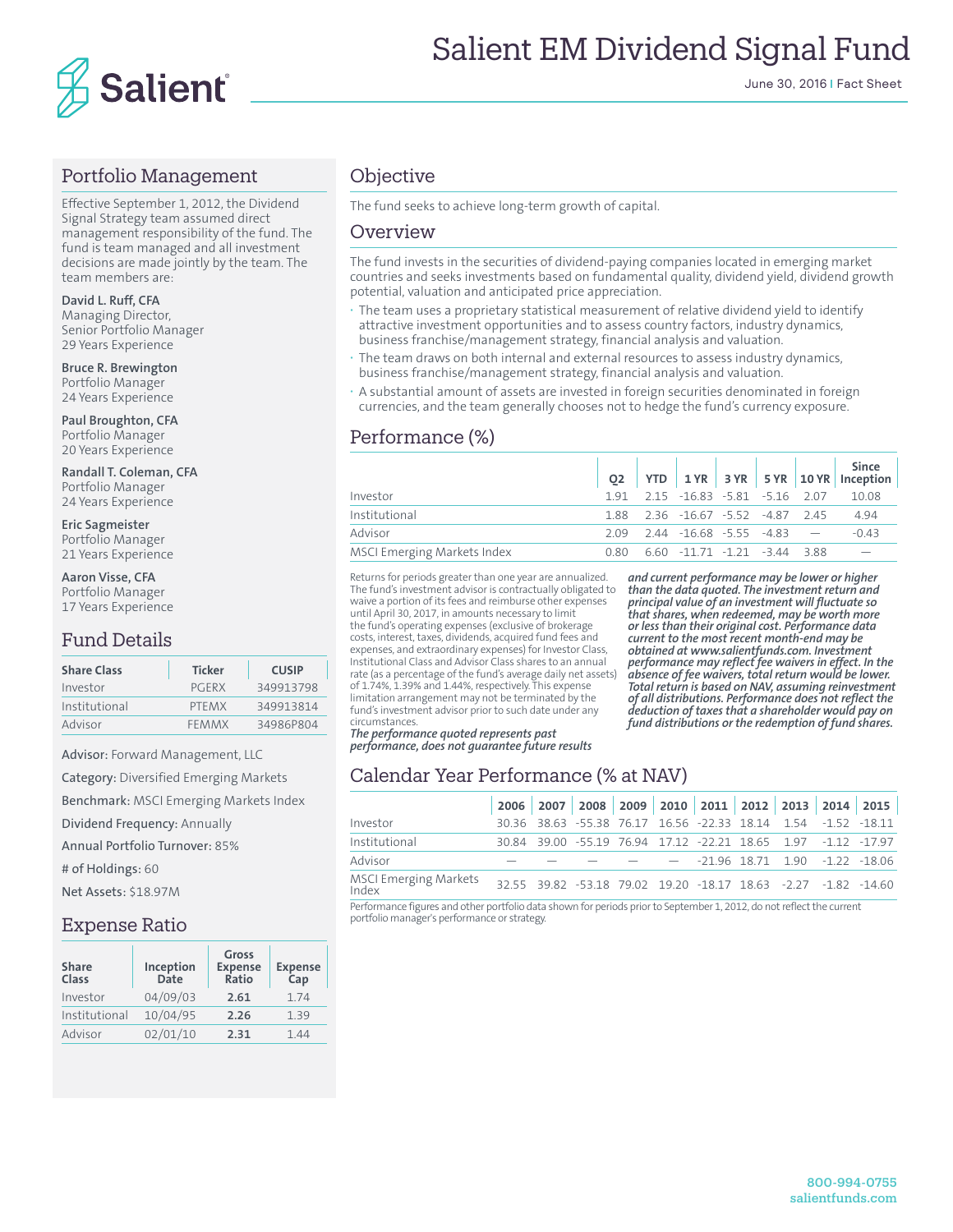# Salient EM Dividend Signal Fund

June 30, 2016 | Fact Sheet

## Portfolio Management

Effective September 1, 2012, the Dividend Signal Strategy team assumed direct management responsibility of the fund. The fund is team managed and all investment decisions are made jointly by the team. The team members are:

**David L. Ruff, CFA**
Managing Director,
Senior Portfolio Manager
29 Years Experience

**Bruce R. Brewington**
Portfolio Manager
24 Years Experience

**Paul Broughton, CFA**
Portfolio Manager
20 Years Experience

**Randall T. Coleman, CFA**
Portfolio Manager
24 Years Experience

**Eric Sagmeister**
Portfolio Manager
21 Years Experience

**Aaron Visse, CFA**
Portfolio Manager
17 Years Experience

## Fund Details

| Share Class | Ticker | CUSIP |
|---|---|---|
| Investor | PGERX | 349913798 |
| Institutional | PTEMX | 349913814 |
| Advisor | FEMMX | 34986P804 |

**Advisor:** Forward Management, LLC

**Category:** Diversified Emerging Markets

**Benchmark:** MSCI Emerging Markets Index

**Dividend Frequency:** Annually

**Annual Portfolio Turnover:** 85%

**# of Holdings:** 60

**Net Assets:** $18.97M

## Expense Ratio

| Share Class | Inception Date | Gross Expense Ratio | Expense Cap |
|---|---|---|---|
| Investor | 04/09/03 | **2.61** | 1.74 |
| Institutional | 10/04/95 | **2.26** | 1.39 |
| Advisor | 02/01/10 | **2.31** | 1.44 |

## Objective

The fund seeks to achieve long-term growth of capital.

## Overview

The fund invests in the securities of dividend-paying companies located in emerging market countries and seeks investments based on fundamental quality, dividend yield, dividend growth potential, valuation and anticipated price appreciation.

- The team uses a proprietary statistical measurement of relative dividend yield to identify attractive investment opportunities and to assess country factors, industry dynamics, business franchise/management strategy, financial analysis and valuation.
- The team draws on both internal and external resources to assess industry dynamics, business franchise/management strategy, financial analysis and valuation.
- A substantial amount of assets are invested in foreign securities denominated in foreign currencies, and the team generally chooses not to hedge the fund's currency exposure.

## Performance (%)

| | Q2 | YTD | 1 YR | 3 YR | 5 YR | 10 YR | Since Inception |
|---|---|---|---|---|---|---|---|
| Investor | 1.91 | 2.15 | -16.83 | -5.81 | -5.16 | 2.07 | 10.08 |
| Institutional | 1.88 | 2.36 | -16.67 | -5.52 | -4.87 | 2.45 | 4.94 |
| Advisor | 2.09 | 2.44 | -16.68 | -5.55 | -4.83 | — | -0.43 |
| MSCI Emerging Markets Index | 0.80 | 6.60 | -11.71 | -1.21 | -3.44 | 3.88 | — |

Returns for periods greater than one year are annualized. The fund's investment advisor is contractually obligated to waive a portion of its fees and reimburse other expenses until April 30, 2017, in amounts necessary to limit the fund's operating expenses (exclusive of brokerage costs, interest, taxes, dividends, acquired fund fees and expenses, and extraordinary expenses) for Investor Class, Institutional Class and Advisor Class shares to an annual rate (as a percentage of the fund's average daily net assets) of 1.74%, 1.39% and 1.44%, respectively. This expense limitation arrangement may not be terminated by the fund's investment advisor prior to such date under any circumstances.

***The performance quoted represents past performance, does not guarantee future results and current performance may be lower or higher than the data quoted. The investment return and principal value of an investment will fluctuate so that shares, when redeemed, may be worth more or less than their original cost. Performance data current to the most recent month-end may be obtained at www.salientfunds.com. Investment performance may reflect fee waivers in effect. In the absence of fee waivers, total return would be lower. Total return is based on NAV, assuming reinvestment of all distributions. Performance does not reflect the deduction of taxes that a shareholder would pay on fund distributions or the redemption of fund shares.***

## Calendar Year Performance (% at NAV)

| | 2006 | 2007 | 2008 | 2009 | 2010 | 2011 | 2012 | 2013 | 2014 | 2015 |
|---|---|---|---|---|---|---|---|---|---|---|
| Investor | 30.36 | 38.63 | -55.38 | 76.17 | 16.56 | -22.33 | 18.14 | 1.54 | -1.52 | -18.11 |
| Institutional | 30.84 | 39.00 | -55.19 | 76.94 | 17.12 | -22.21 | 18.65 | 1.97 | -1.12 | -17.97 |
| Advisor | — | — | — | — | — | -21.96 | 18.71 | 1.90 | -1.22 | -18.06 |
| MSCI Emerging Markets Index | 32.55 | 39.82 | -53.18 | 79.02 | 19.20 | -18.17 | 18.63 | -2.27 | -1.82 | -14.60 |

Performance figures and other portfolio data shown for periods prior to September 1, 2012, do not reflect the current portfolio manager's performance or strategy.

800-994-0755
salientfunds.com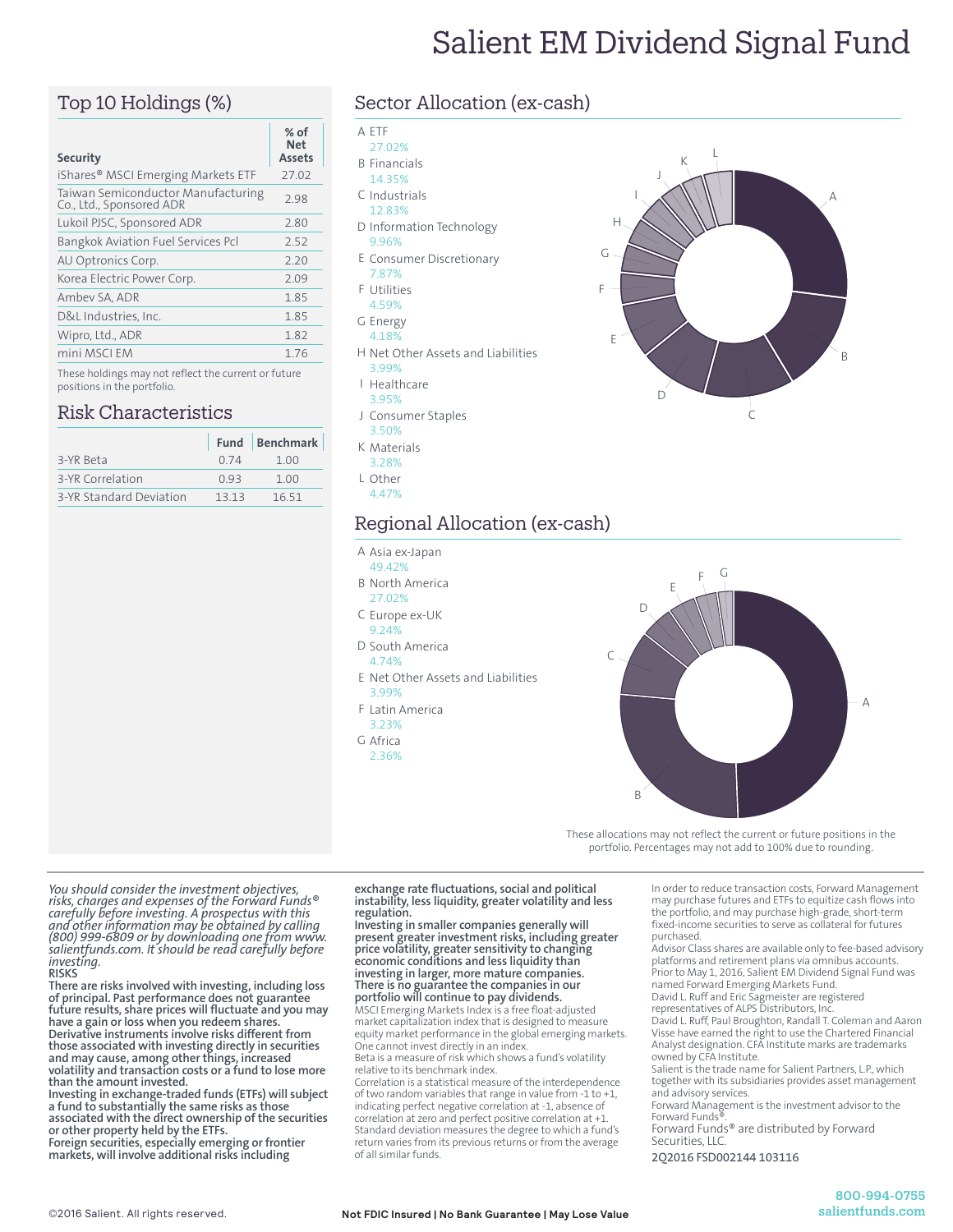# Salient EM Dividend Signal Fund

## Top 10 Holdings (%)

| Security | % of Net Assets |
|---|---|
| iShares® MSCI Emerging Markets ETF | 27.02 |
| Taiwan Semiconductor Manufacturing Co., Ltd., Sponsored ADR | 2.98 |
| Lukoil PJSC, Sponsored ADR | 2.80 |
| Bangkok Aviation Fuel Services Pcl | 2.52 |
| AU Optronics Corp. | 2.20 |
| Korea Electric Power Corp. | 2.09 |
| Ambev SA, ADR | 1.85 |
| D&L Industries, Inc. | 1.85 |
| Wipro, Ltd., ADR | 1.82 |
| mini MSCI EM | 1.76 |

These holdings may not reflect the current or future positions in the portfolio.

## Risk Characteristics

| | Fund | Benchmark |
|---|---|---|
| 3-YR Beta | 0.74 | 1.00 |
| 3-YR Correlation | 0.93 | 1.00 |
| 3-YR Standard Deviation | 13.13 | 16.51 |

## Sector Allocation (ex-cash)

A ETF
27.02%
B Financials
14.35%
C Industrials
12.83%
D Information Technology
9.96%
E Consumer Discretionary
7.87%
F Utilities
4.59%
G Energy
4.18%
H Net Other Assets and Liabilities
3.99%
I Healthcare
3.95%
J Consumer Staples
3.50%
K Materials
3.28%
L Other
4.47%

## Regional Allocation (ex-cash)

A Asia ex-Japan
49.42%
B North America
27.02%
C Europe ex-UK
9.24%
D South America
4.74%
E Net Other Assets and Liabilities
3.99%
F Latin America
3.23%
G Africa
2.36%

These allocations may not reflect the current or future positions in the portfolio. Percentages may not add to 100% due to rounding.

*You should consider the investment objectives, risks, charges and expenses of the Forward Funds® carefully before investing. A prospectus with this and other information may be obtained by calling (800) 999-6809 or by downloading one from www.salientfunds.com. It should be read carefully before investing.*

**RISKS**

**There are risks involved with investing, including loss of principal. Past performance does not guarantee future results, share prices will fluctuate and you may have a gain or loss when you redeem shares.**

**Derivative instruments involve risks different from those associated with investing directly in securities and may cause, among other things, increased volatility and transaction costs or a fund to lose more than the amount invested.**

**Investing in exchange-traded funds (ETFs) will subject a fund to substantially the same risks as those associated with the direct ownership of the securities or other property held by the ETFs.**

**Foreign securities, especially emerging or frontier markets, will involve additional risks including exchange rate fluctuations, social and political instability, less liquidity, greater volatility and less regulation.**

**Investing in smaller companies generally will present greater investment risks, including greater price volatility, greater sensitivity to changing economic conditions and less liquidity than investing in larger, more mature companies.**

**There is no guarantee the companies in our portfolio will continue to pay dividends.**

MSCI Emerging Markets Index is a free float-adjusted market capitalization index that is designed to measure equity market performance in the global emerging markets. One cannot invest directly in an index.

Beta is a measure of risk which shows a fund's volatility relative to its benchmark index.

Correlation is a statistical measure of the interdependence of two random variables that range in value from -1 to +1, indicating perfect negative correlation at -1, absence of correlation at zero and perfect positive correlation at +1.

Standard deviation measures the degree to which a fund's return varies from its previous returns or from the average of all similar funds.

In order to reduce transaction costs, Forward Management may purchase futures and ETFs to equitize cash flows into the portfolio, and may purchase high-grade, short-term fixed-income securities to serve as collateral for futures purchased.

Advisor Class shares are available only to fee-based advisory platforms and retirement plans via omnibus accounts.

Prior to May 1, 2016, Salient EM Dividend Signal Fund was named Forward Emerging Markets Fund.

David L. Ruff and Eric Sagmeister are registered representatives of ALPS Distributors, Inc.

David L. Ruff, Paul Broughton, Randall T. Coleman and Aaron Visse have earned the right to use the Chartered Financial Analyst designation. CFA Institute marks are trademarks owned by CFA Institute.

Salient is the trade name for Salient Partners, L.P., which together with its subsidiaries provides asset management and advisory services.

Forward Management is the investment advisor to the Forward Funds®.

Forward Funds® are distributed by Forward Securities, LLC.

2Q2016 FSD002144 103116

©2016 Salient. All rights reserved.

**Not FDIC Insured | No Bank Guarantee | May Lose Value**

800-994-0755
salientfunds.com